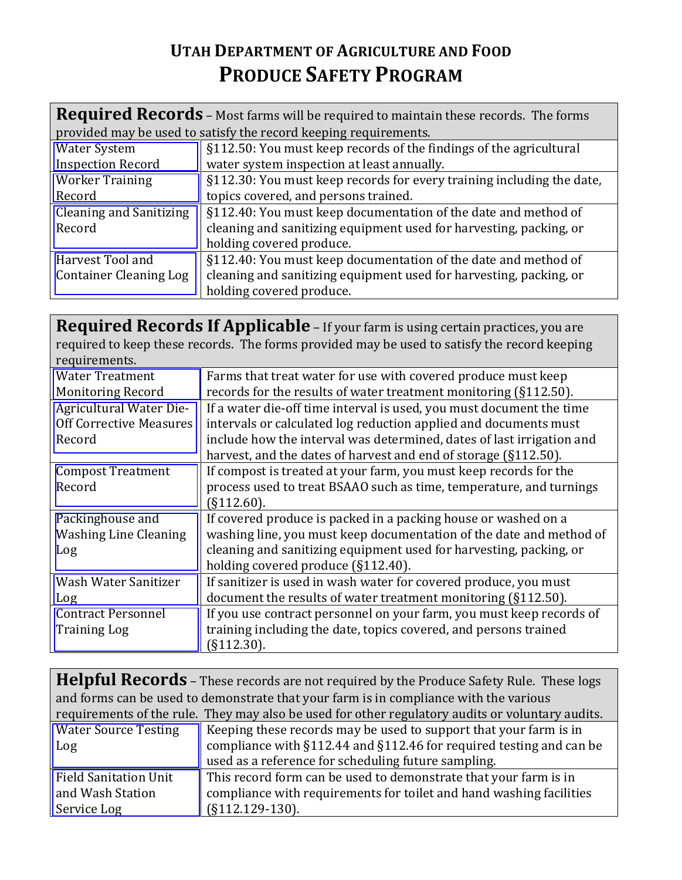# UTAH DEPARTMENT OF AGRICULTURE AND FOOD
# PRODUCE SAFETY PROGRAM

| **Required Records** – Most farms will be required to maintain these records. The forms provided may be used to satisfy the record keeping requirements. | |
|---|---|
| Water System Inspection Record | §112.50: You must keep records of the findings of the agricultural water system inspection at least annually. |
| Worker Training Record | §112.30: You must keep records for every training including the date, topics covered, and persons trained. |
| Cleaning and Sanitizing Record | §112.40: You must keep documentation of the date and method of cleaning and sanitizing equipment used for harvesting, packing, or holding covered produce. |
| Harvest Tool and Container Cleaning Log | §112.40: You must keep documentation of the date and method of cleaning and sanitizing equipment used for harvesting, packing, or holding covered produce. |

| **Required Records If Applicable** – If your farm is using certain practices, you are required to keep these records. The forms provided may be used to satisfy the record keeping requirements. | |
|---|---|
| Water Treatment Monitoring Record | Farms that treat water for use with covered produce must keep records for the results of water treatment monitoring (§112.50). |
| Agricultural Water Die-Off Corrective Measures Record | If a water die-off time interval is used, you must document the time intervals or calculated log reduction applied and documents must include how the interval was determined, dates of last irrigation and harvest, and the dates of harvest and end of storage (§112.50). |
| Compost Treatment Record | If compost is treated at your farm, you must keep records for the process used to treat BSAAO such as time, temperature, and turnings (§112.60). |
| Packinghouse and Washing Line Cleaning Log | If covered produce is packed in a packing house or washed on a washing line, you must keep documentation of the date and method of cleaning and sanitizing equipment used for harvesting, packing, or holding covered produce (§112.40). |
| Wash Water Sanitizer Log | If sanitizer is used in wash water for covered produce, you must document the results of water treatment monitoring (§112.50). |
| Contract Personnel Training Log | If you use contract personnel on your farm, you must keep records of training including the date, topics covered, and persons trained (§112.30). |

| **Helpful Records** – These records are not required by the Produce Safety Rule. These logs and forms can be used to demonstrate that your farm is in compliance with the various requirements of the rule. They may also be used for other regulatory audits or voluntary audits. | |
|---|---|
| Water Source Testing Log | Keeping these records may be used to support that your farm is in compliance with §112.44 and §112.46 for required testing and can be used as a reference for scheduling future sampling. |
| Field Sanitation Unit and Wash Station Service Log | This record form can be used to demonstrate that your farm is in compliance with requirements for toilet and hand washing facilities (§112.129-130). |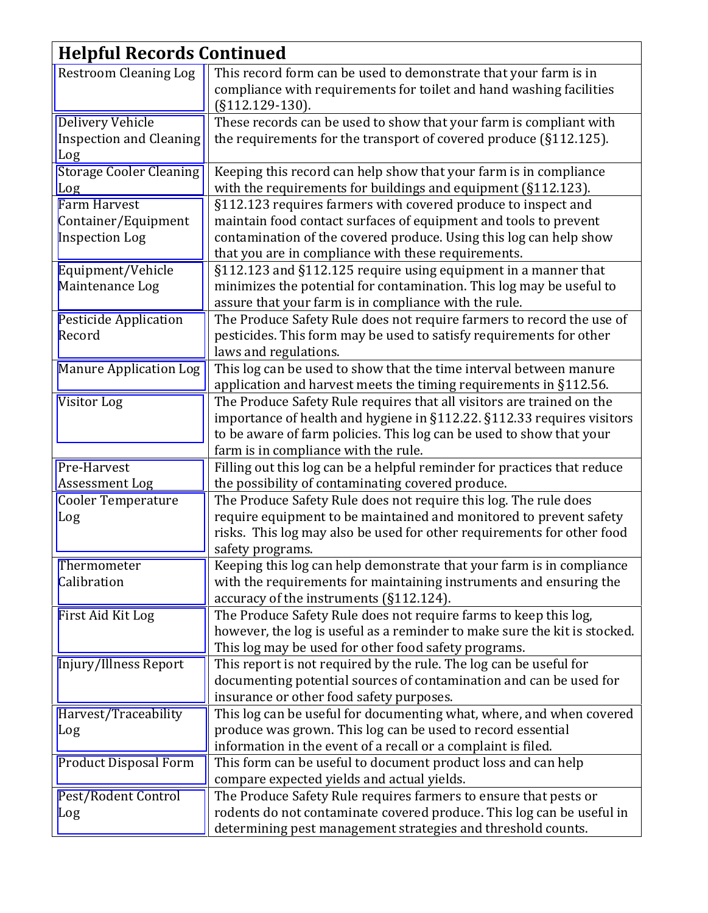| Helpful Records Continued | |
|---|---|
| Restroom Cleaning Log | This record form can be used to demonstrate that your farm is in compliance with requirements for toilet and hand washing facilities (§112.129-130). |
| Delivery Vehicle Inspection and Cleaning Log | These records can be used to show that your farm is compliant with the requirements for the transport of covered produce (§112.125). |
| Storage Cooler Cleaning Log | Keeping this record can help show that your farm is in compliance with the requirements for buildings and equipment (§112.123). |
| Farm Harvest Container/Equipment Inspection Log | §112.123 requires farmers with covered produce to inspect and maintain food contact surfaces of equipment and tools to prevent contamination of the covered produce. Using this log can help show that you are in compliance with these requirements. |
| Equipment/Vehicle Maintenance Log | §112.123 and §112.125 require using equipment in a manner that minimizes the potential for contamination. This log may be useful to assure that your farm is in compliance with the rule. |
| Pesticide Application Record | The Produce Safety Rule does not require farmers to record the use of pesticides. This form may be used to satisfy requirements for other laws and regulations. |
| Manure Application Log | This log can be used to show that the time interval between manure application and harvest meets the timing requirements in §112.56. |
| Visitor Log | The Produce Safety Rule requires that all visitors are trained on the importance of health and hygiene in §112.22. §112.33 requires visitors to be aware of farm policies. This log can be used to show that your farm is in compliance with the rule. |
| Pre-Harvest Assessment Log | Filling out this log can be a helpful reminder for practices that reduce the possibility of contaminating covered produce. |
| Cooler Temperature Log | The Produce Safety Rule does not require this log. The rule does require equipment to be maintained and monitored to prevent safety risks. This log may also be used for other requirements for other food safety programs. |
| Thermometer Calibration | Keeping this log can help demonstrate that your farm is in compliance with the requirements for maintaining instruments and ensuring the accuracy of the instruments (§112.124). |
| First Aid Kit Log | The Produce Safety Rule does not require farms to keep this log, however, the log is useful as a reminder to make sure the kit is stocked. This log may be used for other food safety programs. |
| Injury/Illness Report | This report is not required by the rule. The log can be useful for documenting potential sources of contamination and can be used for insurance or other food safety purposes. |
| Harvest/Traceability Log | This log can be useful for documenting what, where, and when covered produce was grown. This log can be used to record essential information in the event of a recall or a complaint is filed. |
| Product Disposal Form | This form can be useful to document product loss and can help compare expected yields and actual yields. |
| Pest/Rodent Control Log | The Produce Safety Rule requires farmers to ensure that pests or rodents do not contaminate covered produce. This log can be useful in determining pest management strategies and threshold counts. |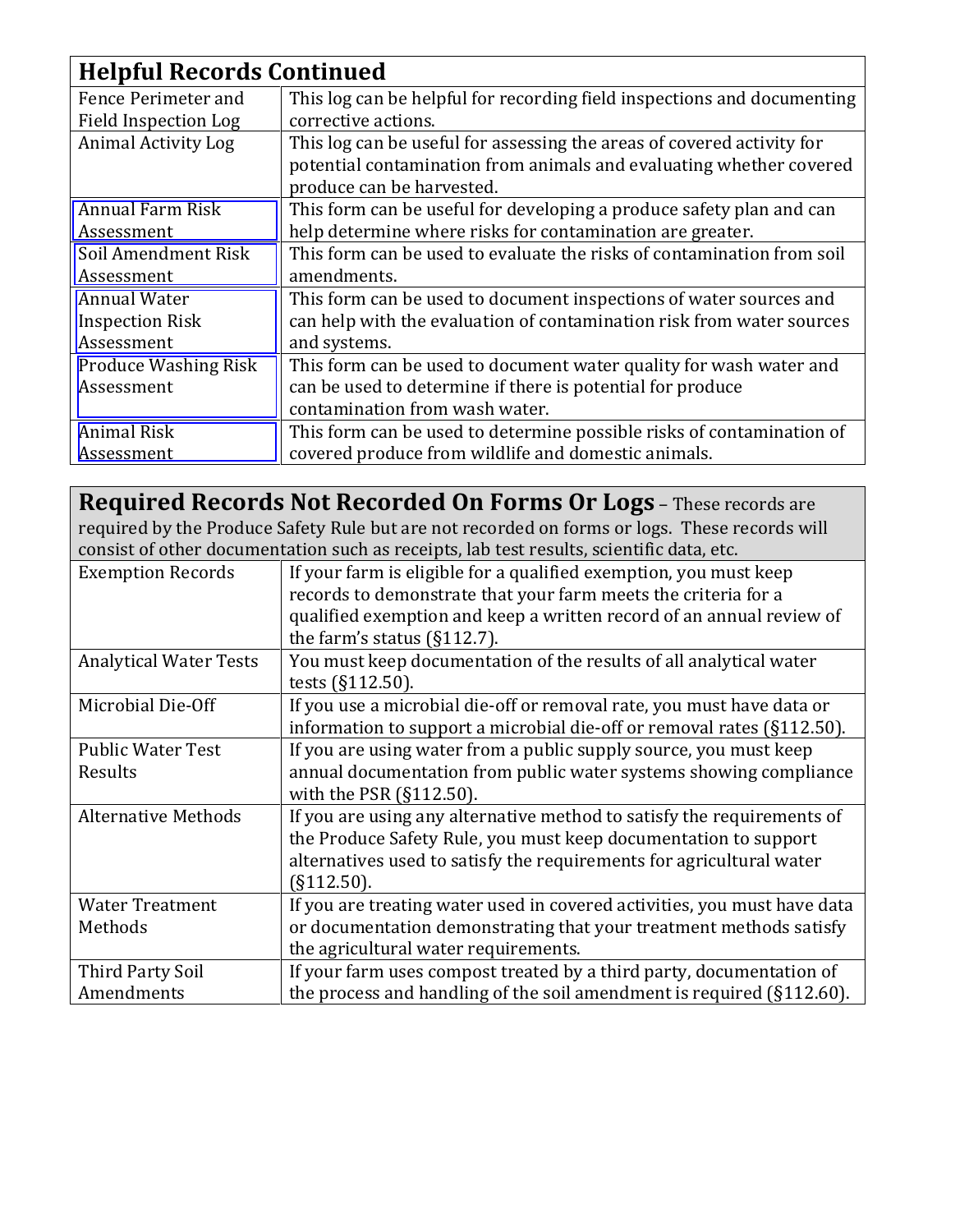| Helpful Records Continued | |
|---|---|
| Fence Perimeter and Field Inspection Log | This log can be helpful for recording field inspections and documenting corrective actions. |
| Animal Activity Log | This log can be useful for assessing the areas of covered activity for potential contamination from animals and evaluating whether covered produce can be harvested. |
| Annual Farm Risk Assessment | This form can be useful for developing a produce safety plan and can help determine where risks for contamination are greater. |
| Soil Amendment Risk Assessment | This form can be used to evaluate the risks of contamination from soil amendments. |
| Annual Water Inspection Risk Assessment | This form can be used to document inspections of water sources and can help with the evaluation of contamination risk from water sources and systems. |
| Produce Washing Risk Assessment | This form can be used to document water quality for wash water and can be used to determine if there is potential for produce contamination from wash water. |
| Animal Risk Assessment | This form can be used to determine possible risks of contamination of covered produce from wildlife and domestic animals. |

**Required Records Not Recorded On Forms Or Logs** – These records are required by the Produce Safety Rule but are not recorded on forms or logs. These records will consist of other documentation such as receipts, lab test results, scientific data, etc.

| | |
|---|---|
| Exemption Records | If your farm is eligible for a qualified exemption, you must keep records to demonstrate that your farm meets the criteria for a qualified exemption and keep a written record of an annual review of the farm's status (§112.7). |
| Analytical Water Tests | You must keep documentation of the results of all analytical water tests (§112.50). |
| Microbial Die-Off | If you use a microbial die-off or removal rate, you must have data or information to support a microbial die-off or removal rates (§112.50). |
| Public Water Test Results | If you are using water from a public supply source, you must keep annual documentation from public water systems showing compliance with the PSR (§112.50). |
| Alternative Methods | If you are using any alternative method to satisfy the requirements of the Produce Safety Rule, you must keep documentation to support alternatives used to satisfy the requirements for agricultural water (§112.50). |
| Water Treatment Methods | If you are treating water used in covered activities, you must have data or documentation demonstrating that your treatment methods satisfy the agricultural water requirements. |
| Third Party Soil Amendments | If your farm uses compost treated by a third party, documentation of the process and handling of the soil amendment is required (§112.60). |